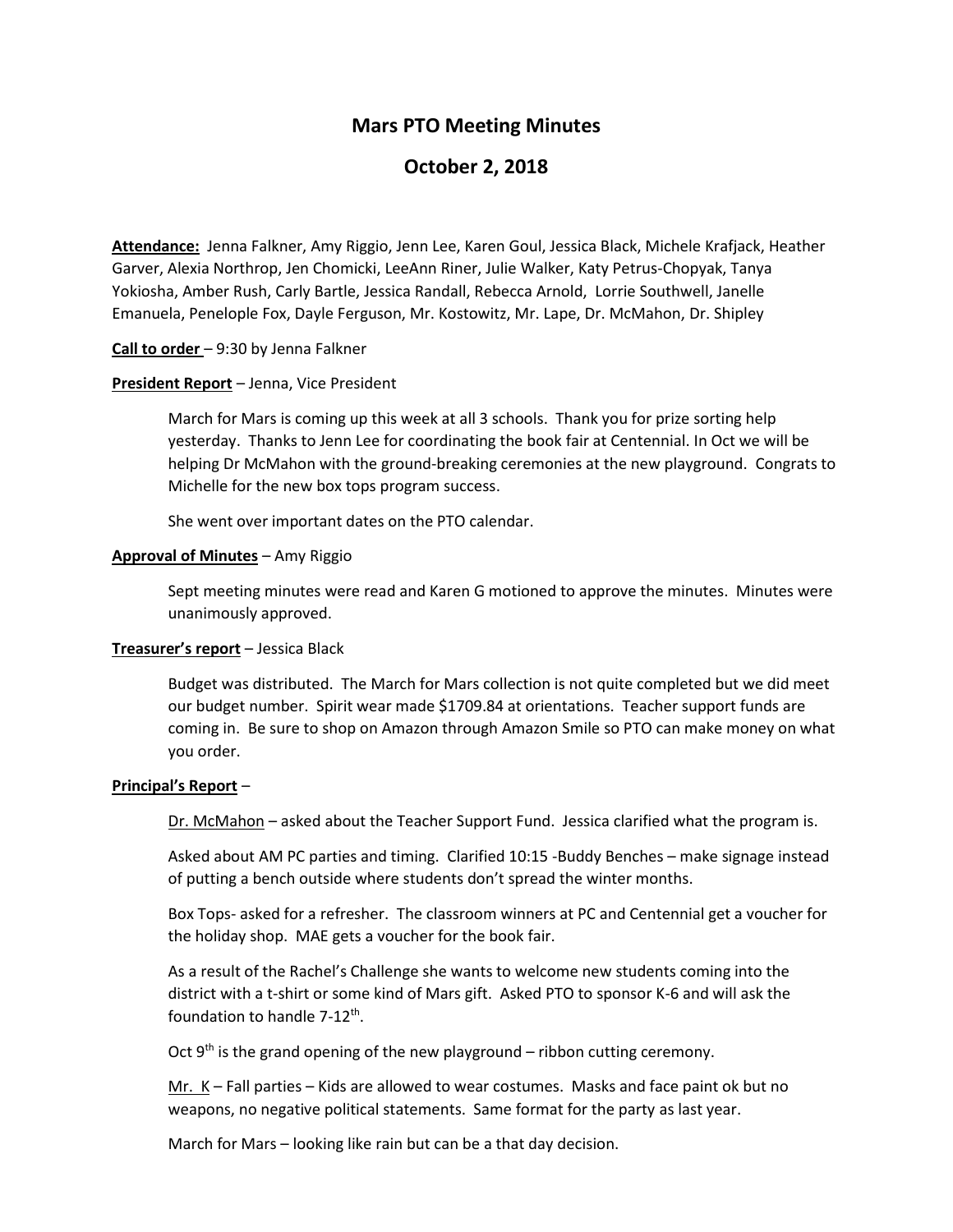# Mars PTO Meeting Minutes

## October 2, 2018

**<u>Attendance:</u>** Jenna Falkner, Amy Riggio, Jenn Lee, Karen Goul, Jessica Black, Michele Krafjack, Heather Garver, Alexia Northrop, Jen Chomicki, LeeAnn Riner, Julie Walker, Katy Petrus-Chopyak, Tanya Yokiosha, Amber Rush, Carly Bartle, Jessica Randall, Rebecca Arnold, Lorrie Southwell, Janelle Emanuela, Penelople Fox, Dayle Ferguson, Mr. Kostowitz, Mr. Lape, Dr. McMahon, Dr. Shipley

**<u>Call to order</u>** – 9:30 by Jenna Falkner

**<u>President Report</u>** – Jenna, Vice President

March for Mars is coming up this week at all 3 schools. Thank you for prize sorting help yesterday. Thanks to Jenn Lee for coordinating the book fair at Centennial. In Oct we will be helping Dr McMahon with the ground-breaking ceremonies at the new playground. Congrats to Michelle for the new box tops program success.

She went over important dates on the PTO calendar.

**<u>Approval of Minutes</u>** – Amy Riggio

Sept meeting minutes were read and Karen G motioned to approve the minutes. Minutes were unanimously approved.

**<u>Treasurer's report</u>** – Jessica Black

Budget was distributed. The March for Mars collection is not quite completed but we did meet our budget number. Spirit wear made $1709.84 at orientations. Teacher support funds are coming in. Be sure to shop on Amazon through Amazon Smile so PTO can make money on what you order.

**<u>Principal's Report</u>** –

<u>Dr. McMahon</u> – asked about the Teacher Support Fund. Jessica clarified what the program is.

Asked about AM PC parties and timing. Clarified 10:15 -Buddy Benches – make signage instead of putting a bench outside where students don't spread the winter months.

Box Tops- asked for a refresher. The classroom winners at PC and Centennial get a voucher for the holiday shop. MAE gets a voucher for the book fair.

As a result of the Rachel's Challenge she wants to welcome new students coming into the district with a t-shirt or some kind of Mars gift. Asked PTO to sponsor K-6 and will ask the foundation to handle 7-12th.

Oct 9th is the grand opening of the new playground – ribbon cutting ceremony.

<u>Mr. K</u> – Fall parties – Kids are allowed to wear costumes. Masks and face paint ok but no weapons, no negative political statements. Same format for the party as last year.

March for Mars – looking like rain but can be a that day decision.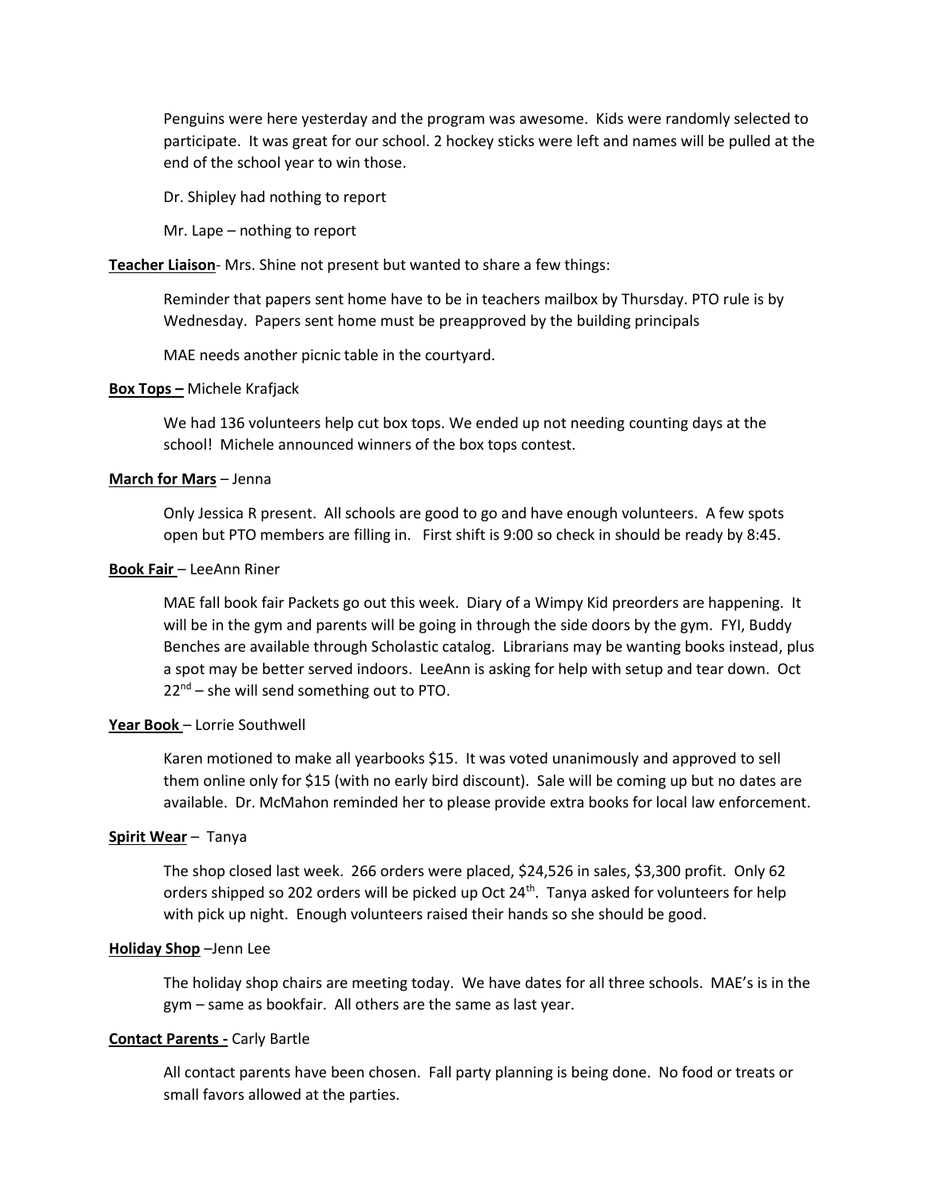Penguins were here yesterday and the program was awesome. Kids were randomly selected to participate. It was great for our school. 2 hockey sticks were left and names will be pulled at the end of the school year to win those.

Dr. Shipley had nothing to report

Mr. Lape – nothing to report

**Teacher Liaison**- Mrs. Shine not present but wanted to share a few things:

Reminder that papers sent home have to be in teachers mailbox by Thursday. PTO rule is by Wednesday. Papers sent home must be preapproved by the building principals

MAE needs another picnic table in the courtyard.

**Box Tops –** Michele Krafjack

We had 136 volunteers help cut box tops. We ended up not needing counting days at the school! Michele announced winners of the box tops contest.

**March for Mars** – Jenna

Only Jessica R present. All schools are good to go and have enough volunteers. A few spots open but PTO members are filling in. First shift is 9:00 so check in should be ready by 8:45.

**Book Fair** – LeeAnn Riner

MAE fall book fair Packets go out this week. Diary of a Wimpy Kid preorders are happening. It will be in the gym and parents will be going in through the side doors by the gym. FYI, Buddy Benches are available through Scholastic catalog. Librarians may be wanting books instead, plus a spot may be better served indoors. LeeAnn is asking for help with setup and tear down. Oct 22nd – she will send something out to PTO.

**Year Book** – Lorrie Southwell

Karen motioned to make all yearbooks $15. It was voted unanimously and approved to sell them online only for $15 (with no early bird discount). Sale will be coming up but no dates are available. Dr. McMahon reminded her to please provide extra books for local law enforcement.

**Spirit Wear** – Tanya

The shop closed last week. 266 orders were placed, $24,526 in sales, $3,300 profit. Only 62 orders shipped so 202 orders will be picked up Oct 24th. Tanya asked for volunteers for help with pick up night. Enough volunteers raised their hands so she should be good.

**Holiday Shop** –Jenn Lee

The holiday shop chairs are meeting today. We have dates for all three schools. MAE's is in the gym – same as bookfair. All others are the same as last year.

**Contact Parents -** Carly Bartle

All contact parents have been chosen. Fall party planning is being done. No food or treats or small favors allowed at the parties.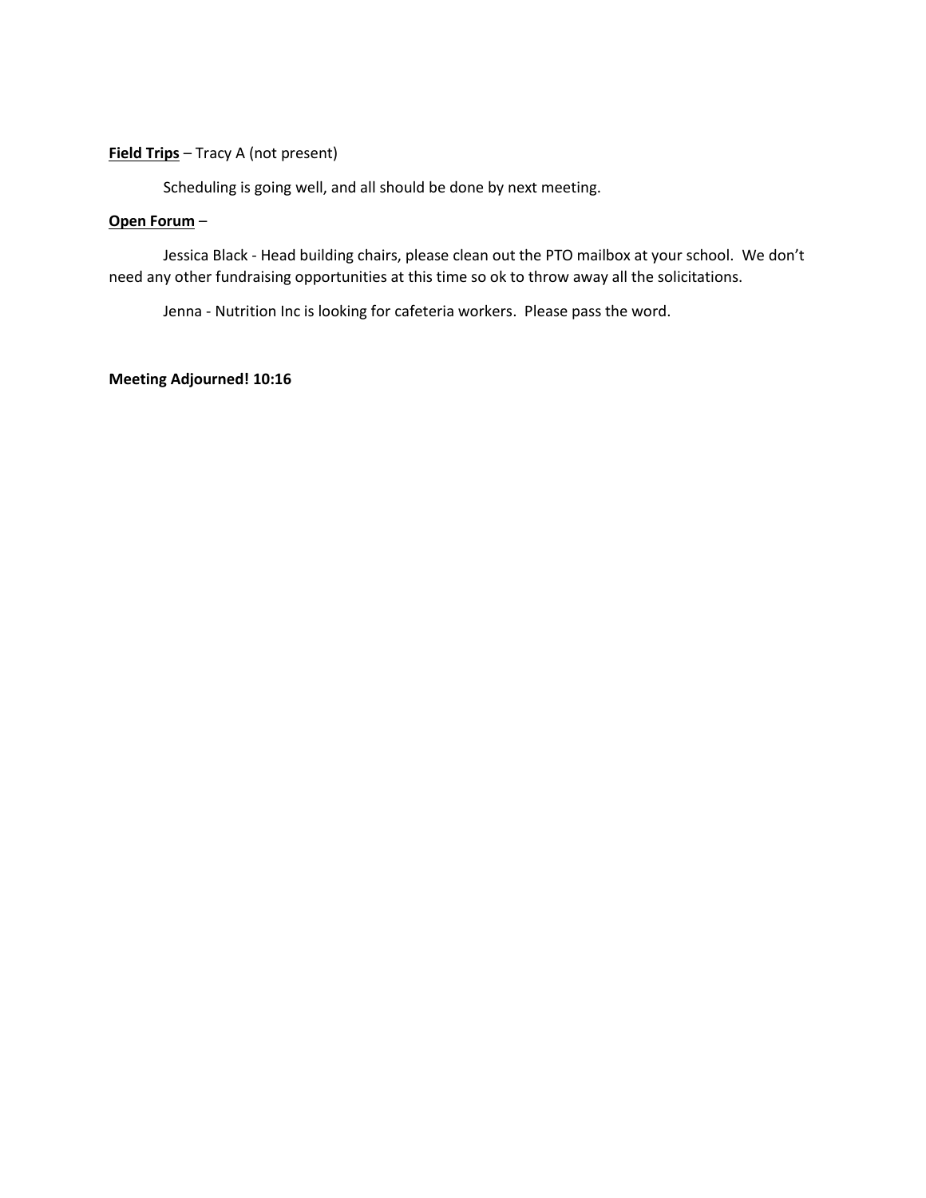**<u>Field Trips</u>** – Tracy A (not present)

Scheduling is going well, and all should be done by next meeting.

**<u>Open Forum</u>** –

Jessica Black - Head building chairs, please clean out the PTO mailbox at your school. We don't need any other fundraising opportunities at this time so ok to throw away all the solicitations.

Jenna - Nutrition Inc is looking for cafeteria workers. Please pass the word.

**Meeting Adjourned! 10:16**